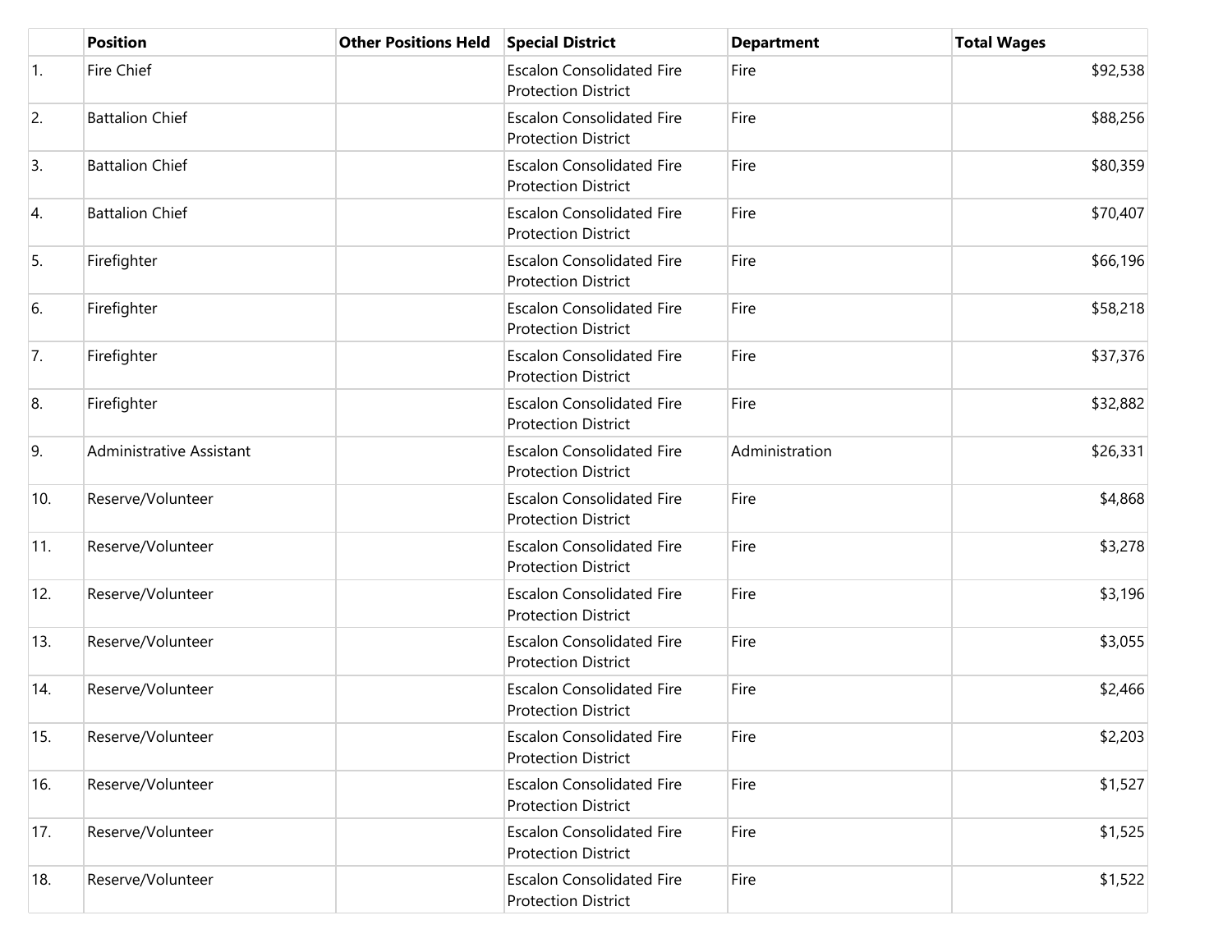|  | Position | Other Positions Held | Special District | Department | Total Wages |
| --- | --- | --- | --- | --- | --- |
| 1. | Fire Chief |  | Escalon Consolidated Fire Protection District | Fire | $92,538 |
| 2. | Battalion Chief |  | Escalon Consolidated Fire Protection District | Fire | $88,256 |
| 3. | Battalion Chief |  | Escalon Consolidated Fire Protection District | Fire | $80,359 |
| 4. | Battalion Chief |  | Escalon Consolidated Fire Protection District | Fire | $70,407 |
| 5. | Firefighter |  | Escalon Consolidated Fire Protection District | Fire | $66,196 |
| 6. | Firefighter |  | Escalon Consolidated Fire Protection District | Fire | $58,218 |
| 7. | Firefighter |  | Escalon Consolidated Fire Protection District | Fire | $37,376 |
| 8. | Firefighter |  | Escalon Consolidated Fire Protection District | Fire | $32,882 |
| 9. | Administrative Assistant |  | Escalon Consolidated Fire Protection District | Administration | $26,331 |
| 10. | Reserve/Volunteer |  | Escalon Consolidated Fire Protection District | Fire | $4,868 |
| 11. | Reserve/Volunteer |  | Escalon Consolidated Fire Protection District | Fire | $3,278 |
| 12. | Reserve/Volunteer |  | Escalon Consolidated Fire Protection District | Fire | $3,196 |
| 13. | Reserve/Volunteer |  | Escalon Consolidated Fire Protection District | Fire | $3,055 |
| 14. | Reserve/Volunteer |  | Escalon Consolidated Fire Protection District | Fire | $2,466 |
| 15. | Reserve/Volunteer |  | Escalon Consolidated Fire Protection District | Fire | $2,203 |
| 16. | Reserve/Volunteer |  | Escalon Consolidated Fire Protection District | Fire | $1,527 |
| 17. | Reserve/Volunteer |  | Escalon Consolidated Fire Protection District | Fire | $1,525 |
| 18. | Reserve/Volunteer |  | Escalon Consolidated Fire Protection District | Fire | $1,522 |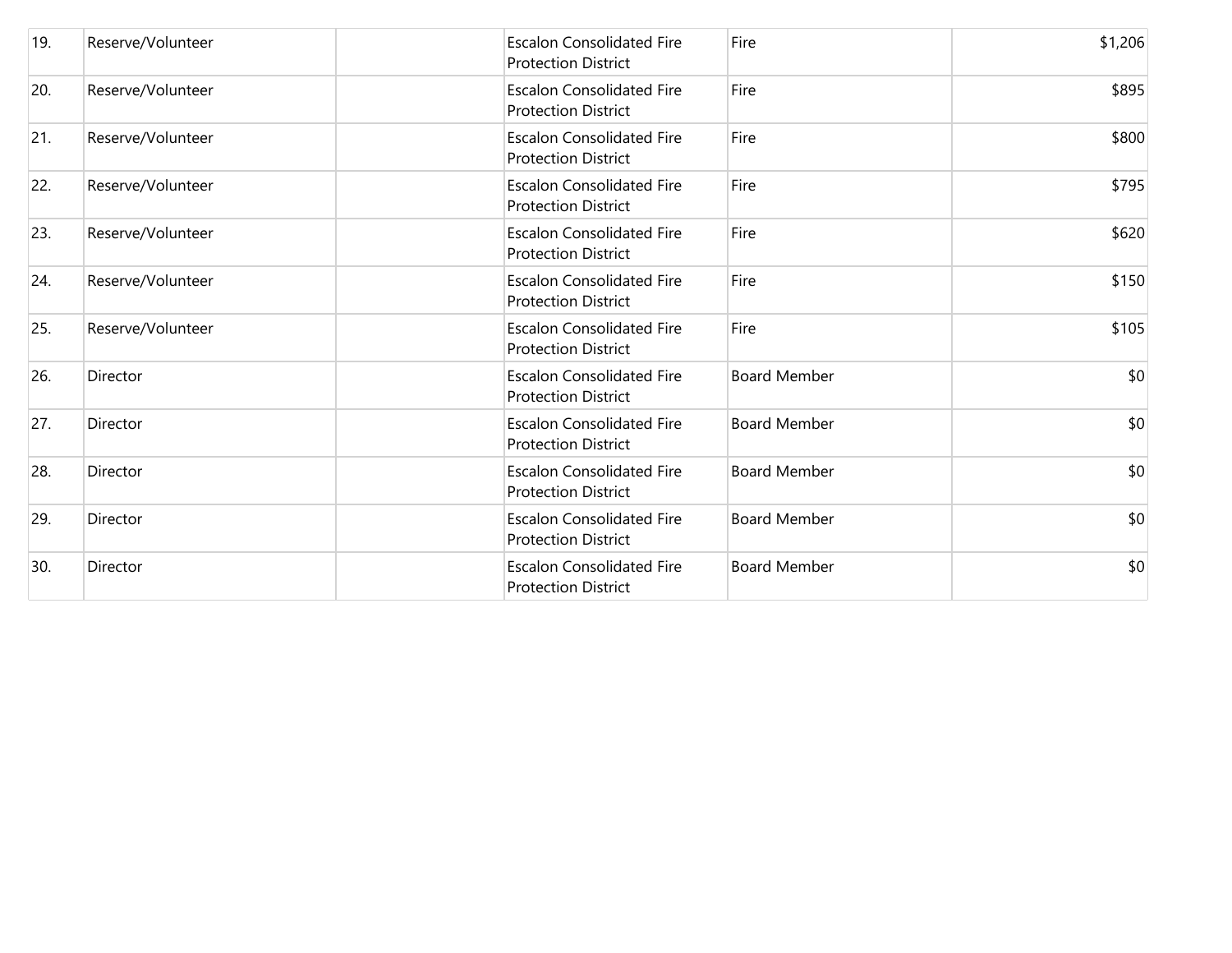| | | | | | |
|---|---|---|---|---|---|
| 19. | Reserve/Volunteer | | Escalon Consolidated Fire Protection District | Fire | $1,206 |
| 20. | Reserve/Volunteer | | Escalon Consolidated Fire Protection District | Fire | $895 |
| 21. | Reserve/Volunteer | | Escalon Consolidated Fire Protection District | Fire | $800 |
| 22. | Reserve/Volunteer | | Escalon Consolidated Fire Protection District | Fire | $795 |
| 23. | Reserve/Volunteer | | Escalon Consolidated Fire Protection District | Fire | $620 |
| 24. | Reserve/Volunteer | | Escalon Consolidated Fire Protection District | Fire | $150 |
| 25. | Reserve/Volunteer | | Escalon Consolidated Fire Protection District | Fire | $105 |
| 26. | Director | | Escalon Consolidated Fire Protection District | Board Member | $0 |
| 27. | Director | | Escalon Consolidated Fire Protection District | Board Member | $0 |
| 28. | Director | | Escalon Consolidated Fire Protection District | Board Member | $0 |
| 29. | Director | | Escalon Consolidated Fire Protection District | Board Member | $0 |
| 30. | Director | | Escalon Consolidated Fire Protection District | Board Member | $0 |